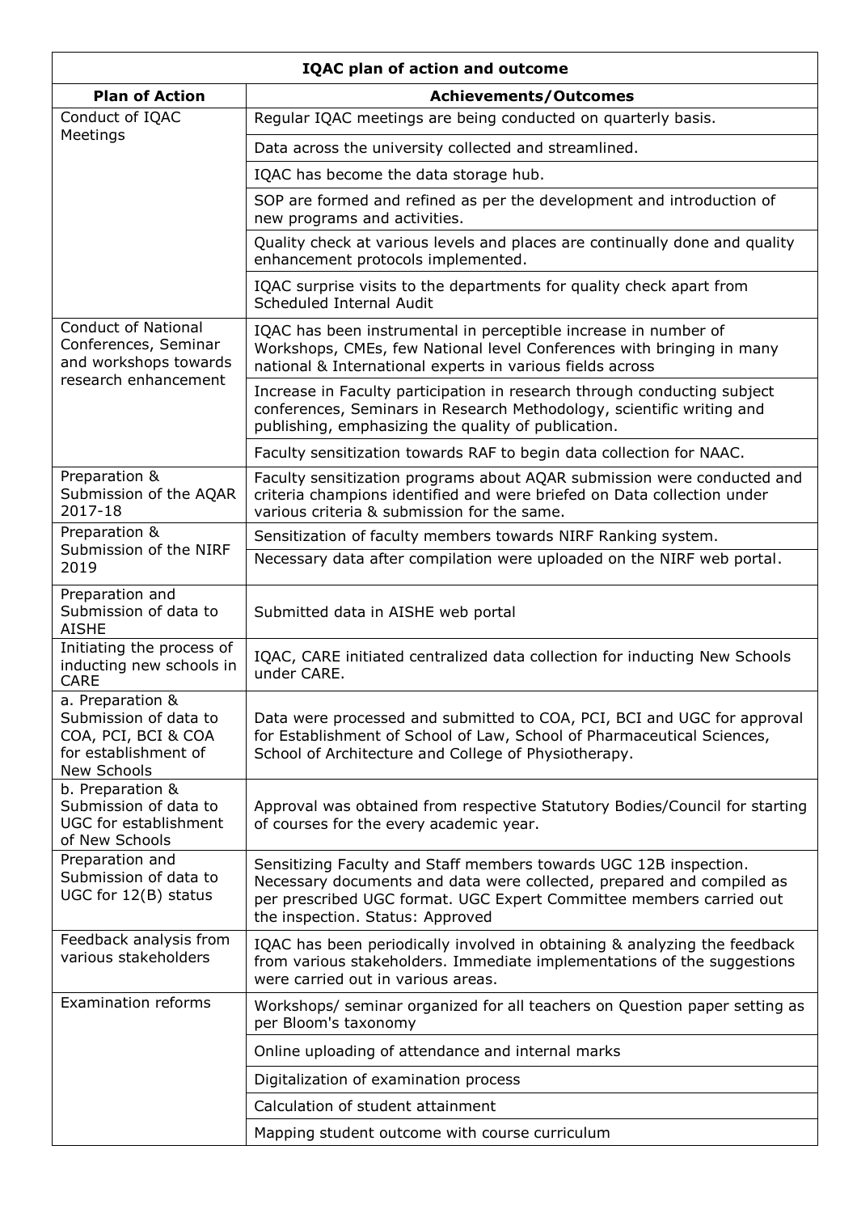| IQAC plan of action and outcome | |
|---|---|
| **Plan of Action** | **Achievements/Outcomes** |
| Conduct of IQAC Meetings | Regular IQAC meetings are being conducted on quarterly basis. |
| | Data across the university collected and streamlined. |
| | IQAC has become the data storage hub. |
| | SOP are formed and refined as per the development and introduction of new programs and activities. |
| | Quality check at various levels and places are continually done and quality enhancement protocols implemented. |
| | IQAC surprise visits to the departments for quality check apart from Scheduled Internal Audit |
| Conduct of National Conferences, Seminar and workshops towards research enhancement | IQAC has been instrumental in perceptible increase in number of Workshops, CMEs, few National level Conferences with bringing in many national & International experts in various fields across |
| | Increase in Faculty participation in research through conducting subject conferences, Seminars in Research Methodology, scientific writing and publishing, emphasizing the quality of publication. |
| | Faculty sensitization towards RAF to begin data collection for NAAC. |
| Preparation & Submission of the AQAR 2017-18 | Faculty sensitization programs about AQAR submission were conducted and criteria champions identified and were briefed on Data collection under various criteria & submission for the same. |
| Preparation & Submission of the NIRF 2019 | Sensitization of faculty members towards NIRF Ranking system. |
| | Necessary data after compilation were uploaded on the NIRF web portal. |
| Preparation and Submission of data to AISHE | Submitted data in AISHE web portal |
| Initiating the process of inducting new schools in CARE | IQAC, CARE initiated centralized data collection for inducting New Schools under CARE. |
| a. Preparation & Submission of data to COA, PCI, BCI & COA for establishment of New Schools | Data were processed and submitted to COA, PCI, BCI and UGC for approval for Establishment of School of Law, School of Pharmaceutical Sciences, School of Architecture and College of Physiotherapy. |
| b. Preparation & Submission of data to UGC for establishment of New Schools | Approval was obtained from respective Statutory Bodies/Council for starting of courses for the every academic year. |
| Preparation and Submission of data to UGC for 12(B) status | Sensitizing Faculty and Staff members towards UGC 12B inspection. Necessary documents and data were collected, prepared and compiled as per prescribed UGC format. UGC Expert Committee members carried out the inspection. Status: Approved |
| Feedback analysis from various stakeholders | IQAC has been periodically involved in obtaining & analyzing the feedback from various stakeholders. Immediate implementations of the suggestions were carried out in various areas. |
| Examination reforms | Workshops/ seminar organized for all teachers on Question paper setting as per Bloom's taxonomy |
| | Online uploading of attendance and internal marks |
| | Digitalization of examination process |
| | Calculation of student attainment |
| | Mapping student outcome with course curriculum |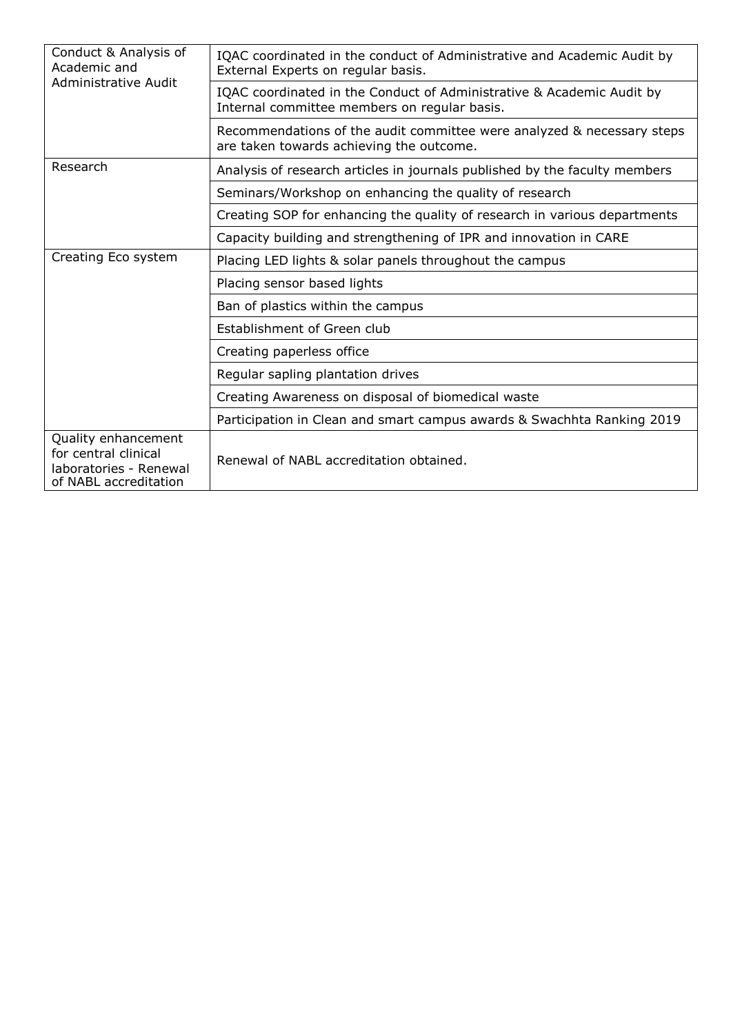| | |
|---|---|
| Conduct & Analysis of Academic and Administrative Audit | IQAC coordinated in the conduct of Administrative and Academic Audit by External Experts on regular basis. |
| | IQAC coordinated in the Conduct of Administrative & Academic Audit by Internal committee members on regular basis. |
| | Recommendations of the audit committee were analyzed & necessary steps are taken towards achieving the outcome. |
| Research | Analysis of research articles in journals published by the faculty members |
| | Seminars/Workshop on enhancing the quality of research |
| | Creating SOP for enhancing the quality of research in various departments |
| | Capacity building and strengthening of IPR and innovation in CARE |
| Creating Eco system | Placing LED lights & solar panels throughout the campus |
| | Placing sensor based lights |
| | Ban of plastics within the campus |
| | Establishment of Green club |
| | Creating paperless office |
| | Regular sapling plantation drives |
| | Creating Awareness on disposal of biomedical waste |
| | Participation in Clean and smart campus awards & Swachhta Ranking 2019 |
| Quality enhancement for central clinical laboratories - Renewal of NABL accreditation | Renewal of NABL accreditation obtained. |